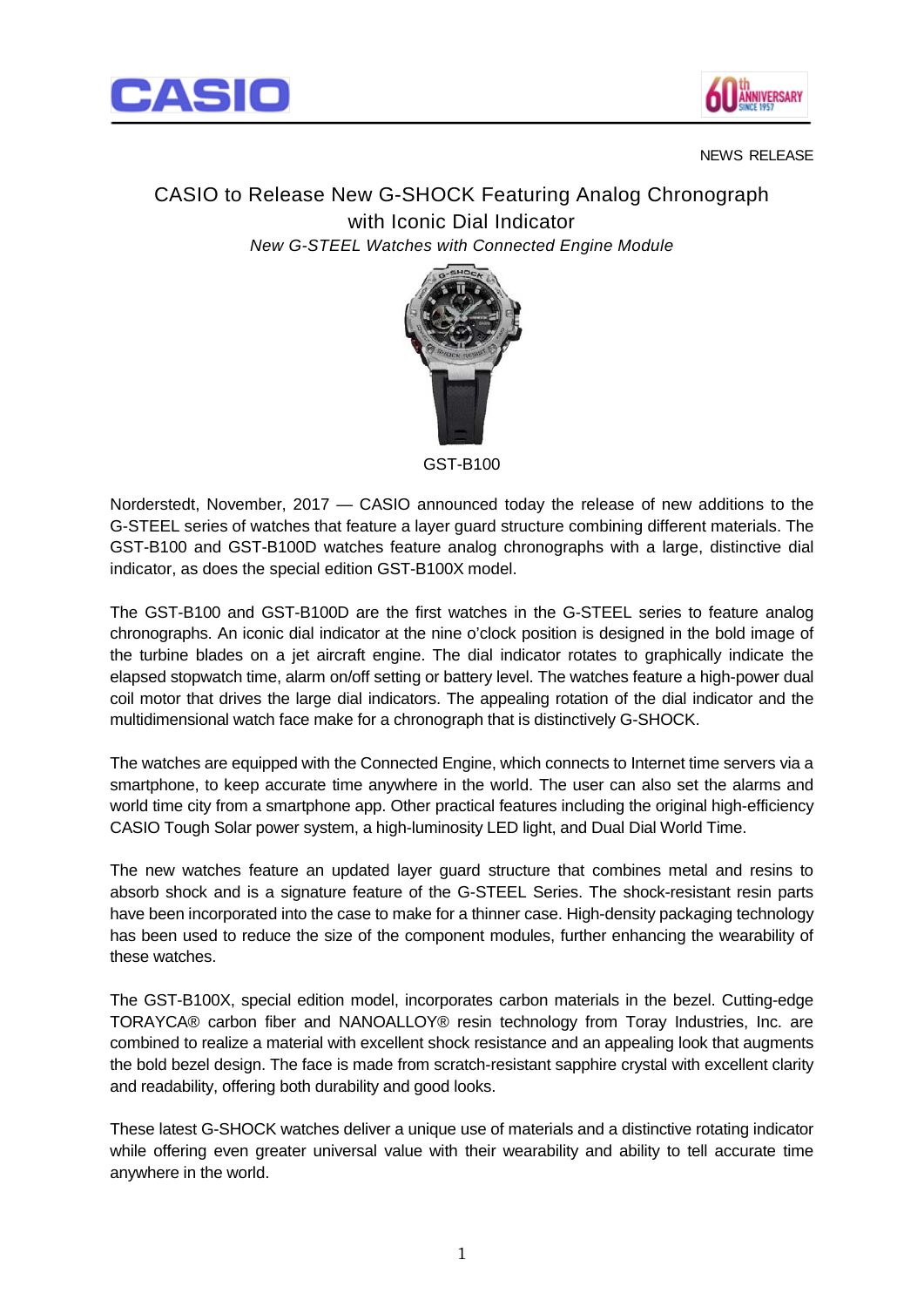NEWS RELEASE

# CASIO to Release New G-SHOCK Featuring Analog Chronograph with Iconic Dial Indicator

*New G-STEEL Watches with Connected Engine Module*

GST-B100

Norderstedt, November, 2017 — CASIO announced today the release of new additions to the G-STEEL series of watches that feature a layer guard structure combining different materials. The GST-B100 and GST-B100D watches feature analog chronographs with a large, distinctive dial indicator, as does the special edition GST-B100X model.

The GST-B100 and GST-B100D are the first watches in the G-STEEL series to feature analog chronographs. An iconic dial indicator at the nine o'clock position is designed in the bold image of the turbine blades on a jet aircraft engine. The dial indicator rotates to graphically indicate the elapsed stopwatch time, alarm on/off setting or battery level. The watches feature a high-power dual coil motor that drives the large dial indicators. The appealing rotation of the dial indicator and the multidimensional watch face make for a chronograph that is distinctively G-SHOCK.

The watches are equipped with the Connected Engine, which connects to Internet time servers via a smartphone, to keep accurate time anywhere in the world. The user can also set the alarms and world time city from a smartphone app. Other practical features including the original high-efficiency CASIO Tough Solar power system, a high-luminosity LED light, and Dual Dial World Time.

The new watches feature an updated layer guard structure that combines metal and resins to absorb shock and is a signature feature of the G-STEEL Series. The shock-resistant resin parts have been incorporated into the case to make for a thinner case. High-density packaging technology has been used to reduce the size of the component modules, further enhancing the wearability of these watches.

The GST-B100X, special edition model, incorporates carbon materials in the bezel. Cutting-edge TORAYCA® carbon fiber and NANOALLOY® resin technology from Toray Industries, Inc. are combined to realize a material with excellent shock resistance and an appealing look that augments the bold bezel design. The face is made from scratch-resistant sapphire crystal with excellent clarity and readability, offering both durability and good looks.

These latest G-SHOCK watches deliver a unique use of materials and a distinctive rotating indicator while offering even greater universal value with their wearability and ability to tell accurate time anywhere in the world.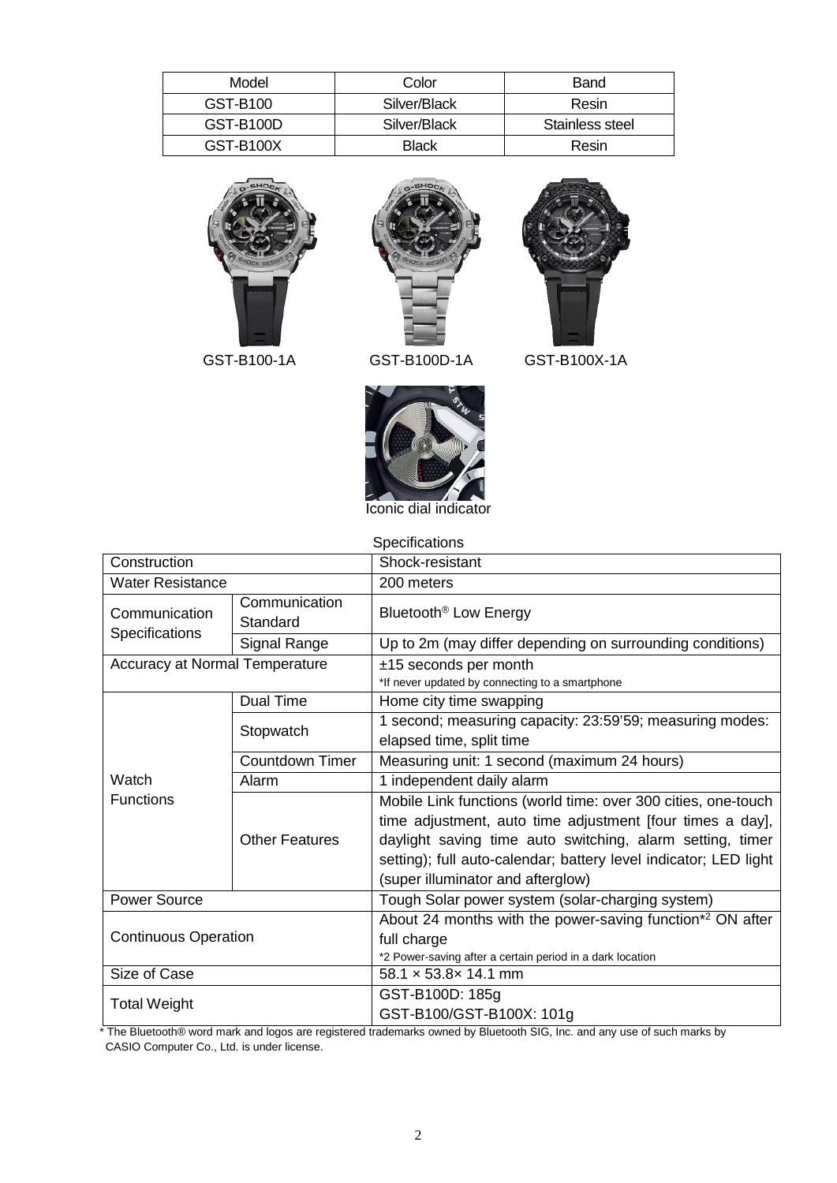| Model | Color | Band |
|---|---|---|
| GST-B100 | Silver/Black | Resin |
| GST-B100D | Silver/Black | Stainless steel |
| GST-B100X | Black | Resin |

GST-B100-1A GST-B100D-1A GST-B100X-1A

Iconic dial indicator

Specifications

| Construction | | Shock-resistant |
|---|---|---|
| Water Resistance | | 200 meters |
| Communication Specifications | Communication Standard | Bluetooth® Low Energy |
| | Signal Range | Up to 2m (may differ depending on surrounding conditions) |
| Accuracy at Normal Temperature | | ±15 seconds per month<br>*If never updated by connecting to a smartphone |
| Watch Functions | Dual Time | Home city time swapping |
| | Stopwatch | 1 second; measuring capacity: 23:59'59; measuring modes: elapsed time, split time |
| | Countdown Timer | Measuring unit: 1 second (maximum 24 hours) |
| | Alarm | 1 independent daily alarm |
| | Other Features | Mobile Link functions (world time: over 300 cities, one-touch time adjustment, auto time adjustment [four times a day], daylight saving time auto switching, alarm setting, timer setting); full auto-calendar; battery level indicator; LED light (super illuminator and afterglow) |
| Power Source | | Tough Solar power system (solar-charging system) |
| Continuous Operation | | About 24 months with the power-saving function*2 ON after full charge<br>*2 Power-saving after a certain period in a dark location |
| Size of Case | | 58.1 × 53.8× 14.1 mm |
| Total Weight | | GST-B100D: 185g<br>GST-B100/GST-B100X: 101g |

* The Bluetooth® word mark and logos are registered trademarks owned by Bluetooth SIG, Inc. and any use of such marks by CASIO Computer Co., Ltd. is under license.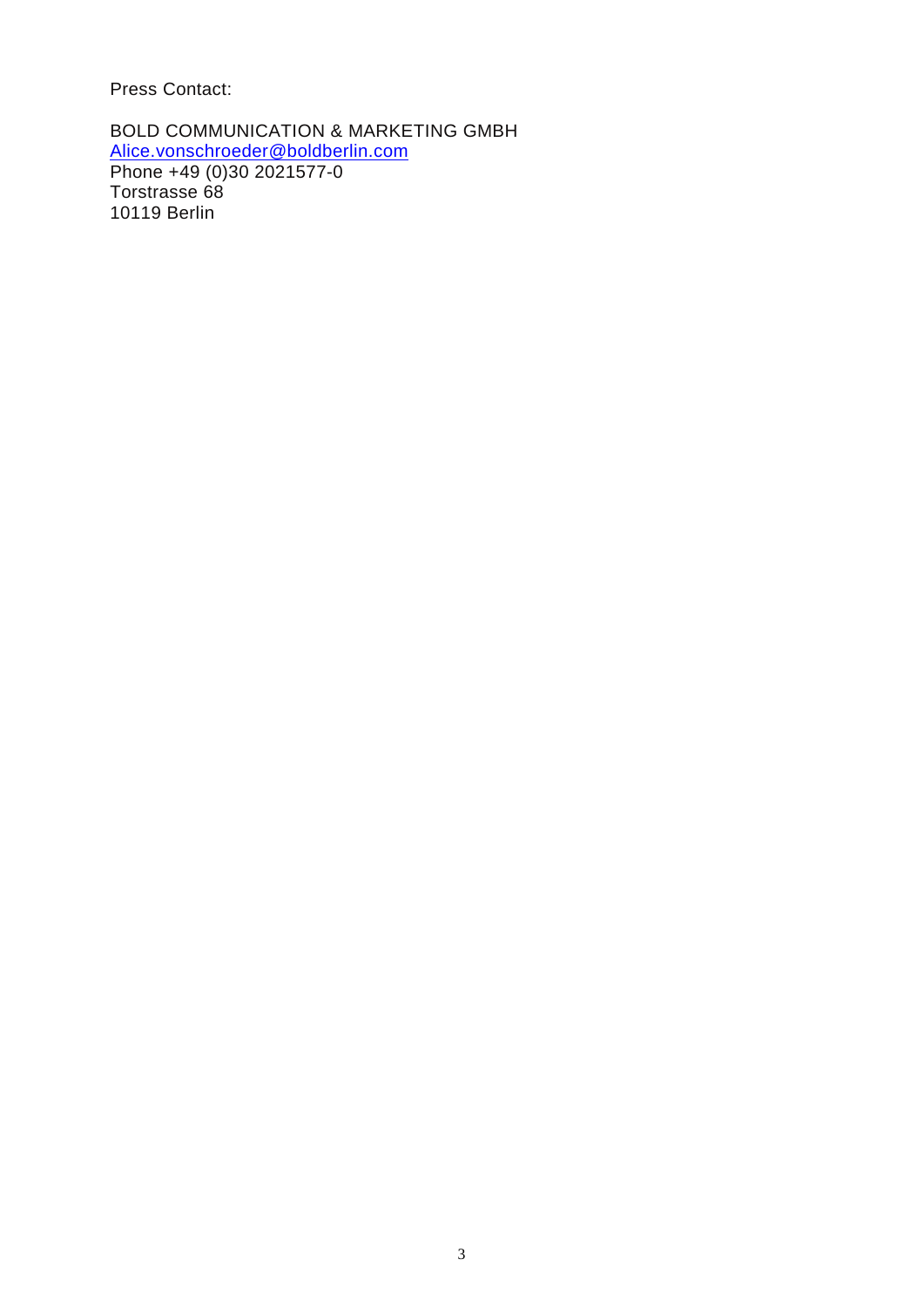Press Contact:

BOLD COMMUNICATION & MARKETING GMBH
Alice.vonschroeder@boldberlin.com
Phone +49 (0)30 2021577-0
Torstrasse 68
10119 Berlin